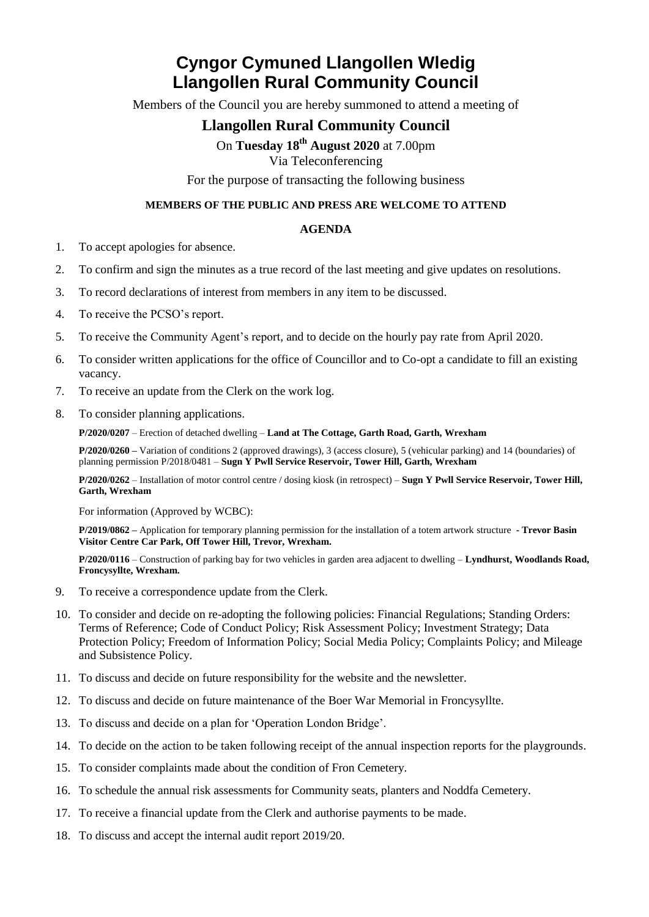# Cyngor Cymuned Llangollen Wledig
# Llangollen Rural Community Council

Members of the Council you are hereby summoned to attend a meeting of

## Llangollen Rural Community Council

On **Tuesday 18th August 2020** at 7.00pm

Via Teleconferencing

For the purpose of transacting the following business

**MEMBERS OF THE PUBLIC AND PRESS ARE WELCOME TO ATTEND**

**AGENDA**

1. To accept apologies for absence.
2. To confirm and sign the minutes as a true record of the last meeting and give updates on resolutions.
3. To record declarations of interest from members in any item to be discussed.
4. To receive the PCSO's report.
5. To receive the Community Agent's report, and to decide on the hourly pay rate from April 2020.
6. To consider written applications for the office of Councillor and to Co-opt a candidate to fill an existing vacancy.
7. To receive an update from the Clerk on the work log.
8. To consider planning applications.

   **P/2020/0207** – Erection of detached dwelling – **Land at The Cottage, Garth Road, Garth, Wrexham**

   **P/2020/0260 –** Variation of conditions 2 (approved drawings), 3 (access closure), 5 (vehicular parking) and 14 (boundaries) of planning permission P/2018/0481 – **Sugn Y Pwll Service Reservoir, Tower Hill, Garth, Wrexham**

   **P/2020/0262** – Installation of motor control centre / dosing kiosk (in retrospect) – **Sugn Y Pwll Service Reservoir, Tower Hill, Garth, Wrexham**

   For information (Approved by WCBC):

   **P/2019/0862 –** Application for temporary planning permission for the installation of a totem artwork structure **- Trevor Basin Visitor Centre Car Park, Off Tower Hill, Trevor, Wrexham.**

   **P/2020/0116** – Construction of parking bay for two vehicles in garden area adjacent to dwelling – **Lyndhurst, Woodlands Road, Froncysyllte, Wrexham.**

9. To receive a correspondence update from the Clerk.
10. To consider and decide on re-adopting the following policies: Financial Regulations; Standing Orders: Terms of Reference; Code of Conduct Policy; Risk Assessment Policy; Investment Strategy; Data Protection Policy; Freedom of Information Policy; Social Media Policy; Complaints Policy; and Mileage and Subsistence Policy.
11. To discuss and decide on future responsibility for the website and the newsletter.
12. To discuss and decide on future maintenance of the Boer War Memorial in Froncysyllte.
13. To discuss and decide on a plan for 'Operation London Bridge'.
14. To decide on the action to be taken following receipt of the annual inspection reports for the playgrounds.
15. To consider complaints made about the condition of Fron Cemetery.
16. To schedule the annual risk assessments for Community seats, planters and Noddfa Cemetery.
17. To receive a financial update from the Clerk and authorise payments to be made.
18. To discuss and accept the internal audit report 2019/20.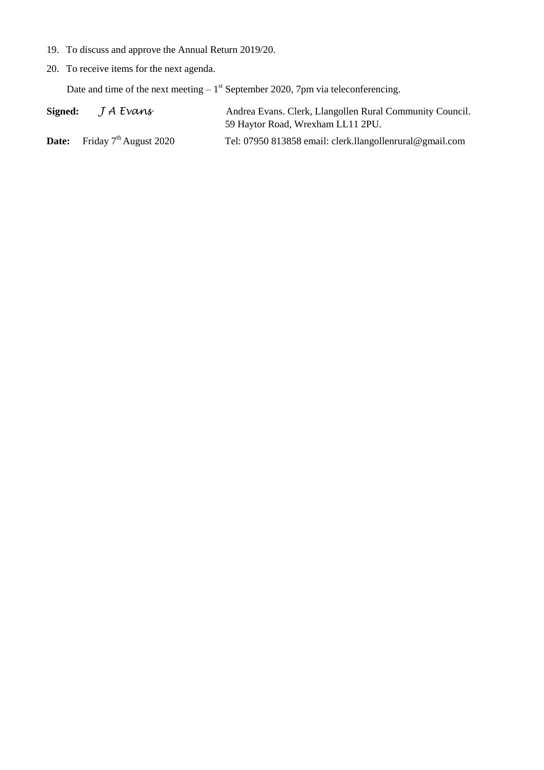19. To discuss and approve the Annual Return 2019/20.
20. To receive items for the next agenda.

    Date and time of the next meeting – 1st September 2020, 7pm via teleconferencing.

**Signed:** *J A Evans* Andrea Evans. Clerk, Llangollen Rural Community Council.
59 Haytor Road, Wrexham LL11 2PU.

**Date:** Friday 7th August 2020 Tel: 07950 813858 email: clerk.llangollenrural@gmail.com